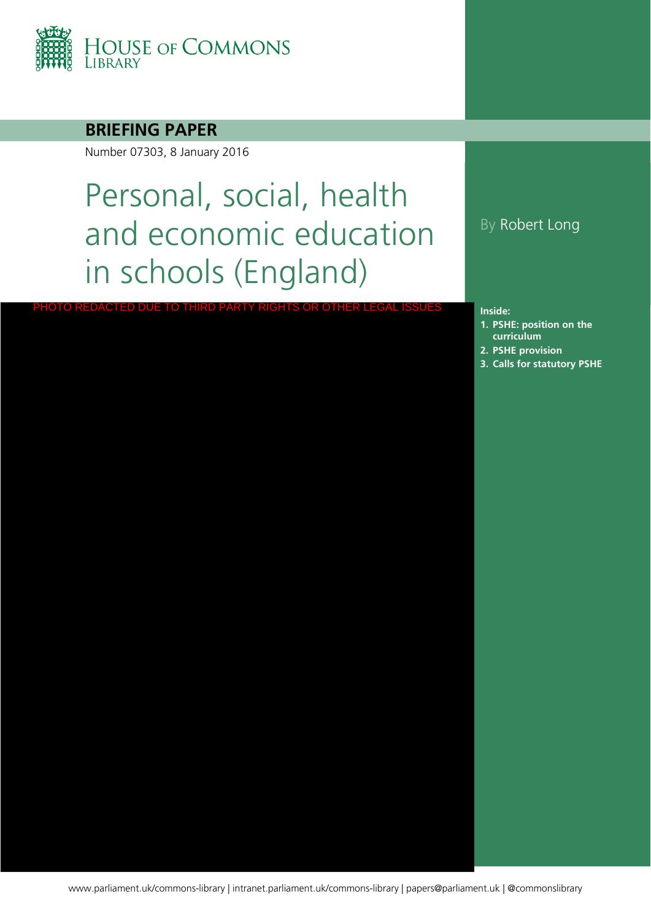HOUSE OF COMMONS LIBRARY

**BRIEFING PAPER**

Number 07303, 8 January 2016

# Personal, social, health and economic education in schools (England)

By Robert Long

PHOTO REDACTED DUE TO THIRD PARTY RIGHTS OR OTHER LEGAL ISSUES

**Inside:**

1. **PSHE: position on the curriculum**
2. **PSHE provision**
3. **Calls for statutory PSHE**

www.parliament.uk/commons-library | intranet.parliament.uk/commons-library | papers@parliament.uk | @commonslibrary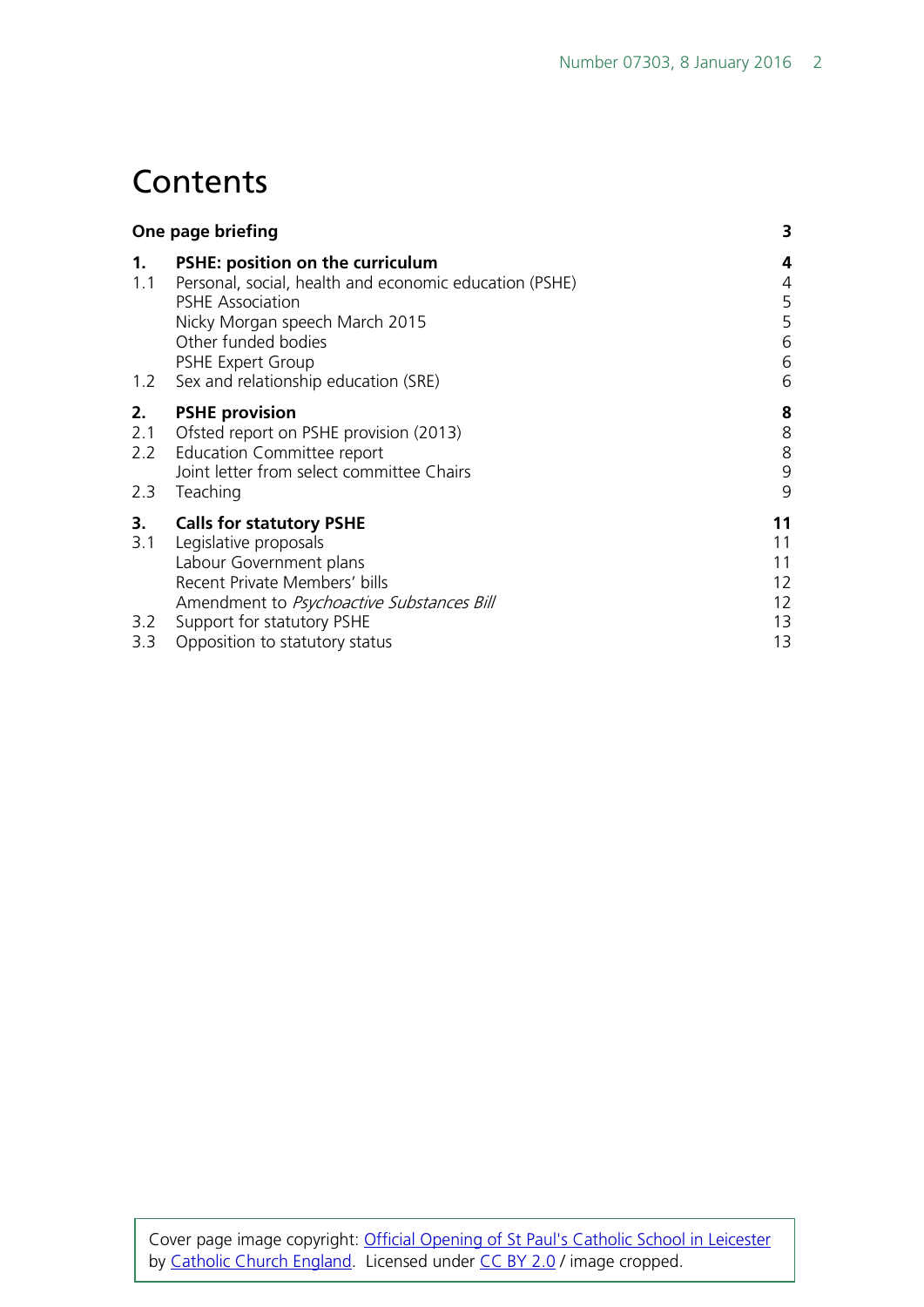# Contents

| | | |
|---|---|---|
| **One page briefing** | | **3** |
| **1.** | **PSHE: position on the curriculum** | **4** |
| 1.1 | Personal, social, health and economic education (PSHE) | 4 |
| | PSHE Association | 5 |
| | Nicky Morgan speech March 2015 | 5 |
| | Other funded bodies | 6 |
| | PSHE Expert Group | 6 |
| 1.2 | Sex and relationship education (SRE) | 6 |
| **2.** | **PSHE provision** | **8** |
| 2.1 | Ofsted report on PSHE provision (2013) | 8 |
| 2.2 | Education Committee report | 8 |
| | Joint letter from select committee Chairs | 9 |
| 2.3 | Teaching | 9 |
| **3.** | **Calls for statutory PSHE** | **11** |
| 3.1 | Legislative proposals | 11 |
| | Labour Government plans | 11 |
| | Recent Private Members' bills | 12 |
| | Amendment to *Psychoactive Substances Bill* | 12 |
| 3.2 | Support for statutory PSHE | 13 |
| 3.3 | Opposition to statutory status | 13 |

Cover page image copyright: Official Opening of St Paul's Catholic School in Leicester by Catholic Church England. Licensed under CC BY 2.0 / image cropped.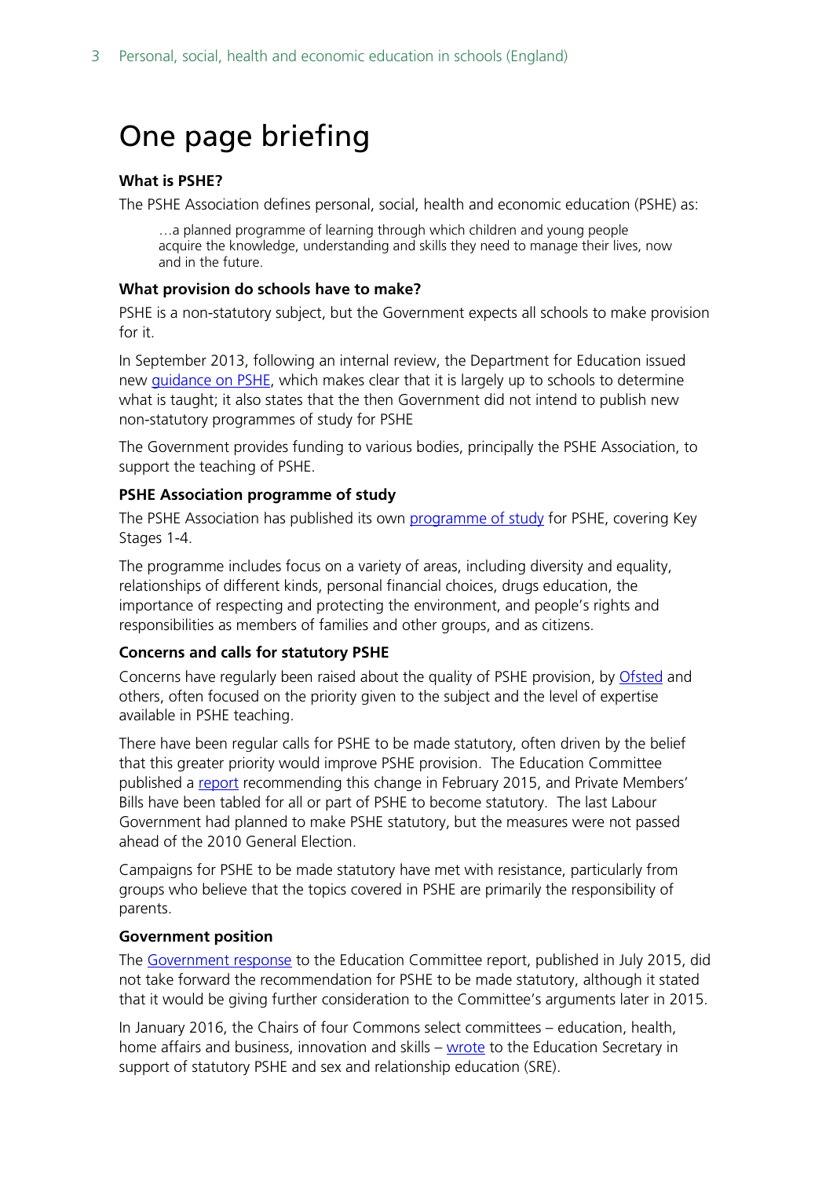# One page briefing

**What is PSHE?**

The PSHE Association defines personal, social, health and economic education (PSHE) as:

> …a planned programme of learning through which children and young people acquire the knowledge, understanding and skills they need to manage their lives, now and in the future.

**What provision do schools have to make?**

PSHE is a non-statutory subject, but the Government expects all schools to make provision for it.

In September 2013, following an internal review, the Department for Education issued new guidance on PSHE, which makes clear that it is largely up to schools to determine what is taught; it also states that the then Government did not intend to publish new non-statutory programmes of study for PSHE

The Government provides funding to various bodies, principally the PSHE Association, to support the teaching of PSHE.

**PSHE Association programme of study**

The PSHE Association has published its own programme of study for PSHE, covering Key Stages 1-4.

The programme includes focus on a variety of areas, including diversity and equality, relationships of different kinds, personal financial choices, drugs education, the importance of respecting and protecting the environment, and people's rights and responsibilities as members of families and other groups, and as citizens.

**Concerns and calls for statutory PSHE**

Concerns have regularly been raised about the quality of PSHE provision, by Ofsted and others, often focused on the priority given to the subject and the level of expertise available in PSHE teaching.

There have been regular calls for PSHE to be made statutory, often driven by the belief that this greater priority would improve PSHE provision. The Education Committee published a report recommending this change in February 2015, and Private Members' Bills have been tabled for all or part of PSHE to become statutory. The last Labour Government had planned to make PSHE statutory, but the measures were not passed ahead of the 2010 General Election.

Campaigns for PSHE to be made statutory have met with resistance, particularly from groups who believe that the topics covered in PSHE are primarily the responsibility of parents.

**Government position**

The Government response to the Education Committee report, published in July 2015, did not take forward the recommendation for PSHE to be made statutory, although it stated that it would be giving further consideration to the Committee's arguments later in 2015.

In January 2016, the Chairs of four Commons select committees – education, health, home affairs and business, innovation and skills – wrote to the Education Secretary in support of statutory PSHE and sex and relationship education (SRE).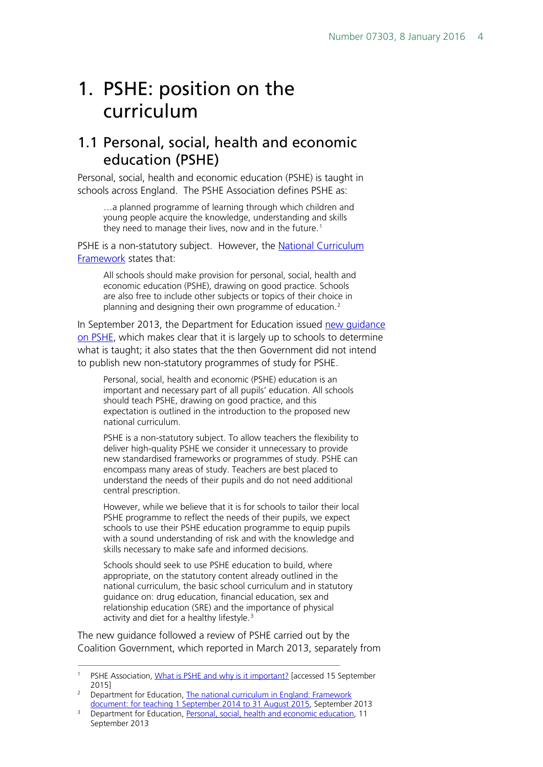# 1. PSHE: position on the curriculum

## 1.1 Personal, social, health and economic education (PSHE)

Personal, social, health and economic education (PSHE) is taught in schools across England. The PSHE Association defines PSHE as:

> …a planned programme of learning through which children and young people acquire the knowledge, understanding and skills they need to manage their lives, now and in the future.[1]

PSHE is a non-statutory subject. However, the [National Curriculum Framework](#) states that:

> All schools should make provision for personal, social, health and economic education (PSHE), drawing on good practice. Schools are also free to include other subjects or topics of their choice in planning and designing their own programme of education.[2]

In September 2013, the Department for Education issued [new guidance on PSHE](#), which makes clear that it is largely up to schools to determine what is taught; it also states that the then Government did not intend to publish new non-statutory programmes of study for PSHE.

> Personal, social, health and economic (PSHE) education is an important and necessary part of all pupils' education. All schools should teach PSHE, drawing on good practice, and this expectation is outlined in the introduction to the proposed new national curriculum.
>
> PSHE is a non-statutory subject. To allow teachers the flexibility to deliver high-quality PSHE we consider it unnecessary to provide new standardised frameworks or programmes of study. PSHE can encompass many areas of study. Teachers are best placed to understand the needs of their pupils and do not need additional central prescription.
>
> However, while we believe that it is for schools to tailor their local PSHE programme to reflect the needs of their pupils, we expect schools to use their PSHE education programme to equip pupils with a sound understanding of risk and with the knowledge and skills necessary to make safe and informed decisions.
>
> Schools should seek to use PSHE education to build, where appropriate, on the statutory content already outlined in the national curriculum, the basic school curriculum and in statutory guidance on: drug education, financial education, sex and relationship education (SRE) and the importance of physical activity and diet for a healthy lifestyle.[3]

The new guidance followed a review of PSHE carried out by the Coalition Government, which reported in March 2013, separately from

---

[1] PSHE Association, [What is PSHE and why is it important?](#) [accessed 15 September 2015]

[2] Department for Education, [The national curriculum in England: Framework document: for teaching 1 September 2014 to 31 August 2015](#), September 2013

[3] Department for Education, [Personal, social, health and economic education](#), 11 September 2013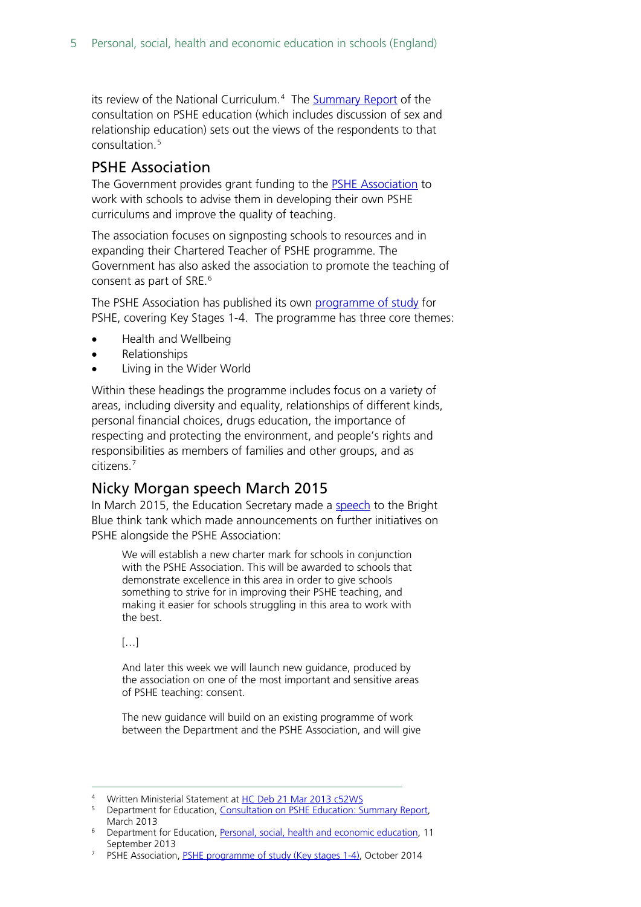its review of the National Curriculum.[4] The Summary Report of the consultation on PSHE education (which includes discussion of sex and relationship education) sets out the views of the respondents to that consultation.[5]

## PSHE Association

The Government provides grant funding to the PSHE Association to work with schools to advise them in developing their own PSHE curriculums and improve the quality of teaching.

The association focuses on signposting schools to resources and in expanding their Chartered Teacher of PSHE programme. The Government has also asked the association to promote the teaching of consent as part of SRE.[6]

The PSHE Association has published its own programme of study for PSHE, covering Key Stages 1-4. The programme has three core themes:

- Health and Wellbeing
- Relationships
- Living in the Wider World

Within these headings the programme includes focus on a variety of areas, including diversity and equality, relationships of different kinds, personal financial choices, drugs education, the importance of respecting and protecting the environment, and people's rights and responsibilities as members of families and other groups, and as citizens.[7]

## Nicky Morgan speech March 2015

In March 2015, the Education Secretary made a speech to the Bright Blue think tank which made announcements on further initiatives on PSHE alongside the PSHE Association:

> We will establish a new charter mark for schools in conjunction with the PSHE Association. This will be awarded to schools that demonstrate excellence in this area in order to give schools something to strive for in improving their PSHE teaching, and making it easier for schools struggling in this area to work with the best.
>
> […]
>
> And later this week we will launch new guidance, produced by the association on one of the most important and sensitive areas of PSHE teaching: consent.
>
> The new guidance will build on an existing programme of work between the Department and the PSHE Association, and will give

---

[4] Written Ministerial Statement at HC Deb 21 Mar 2013 c52WS

[5] Department for Education, Consultation on PSHE Education: Summary Report, March 2013

[6] Department for Education, Personal, social, health and economic education, 11 September 2013

[7] PSHE Association, PSHE programme of study (Key stages 1-4), October 2014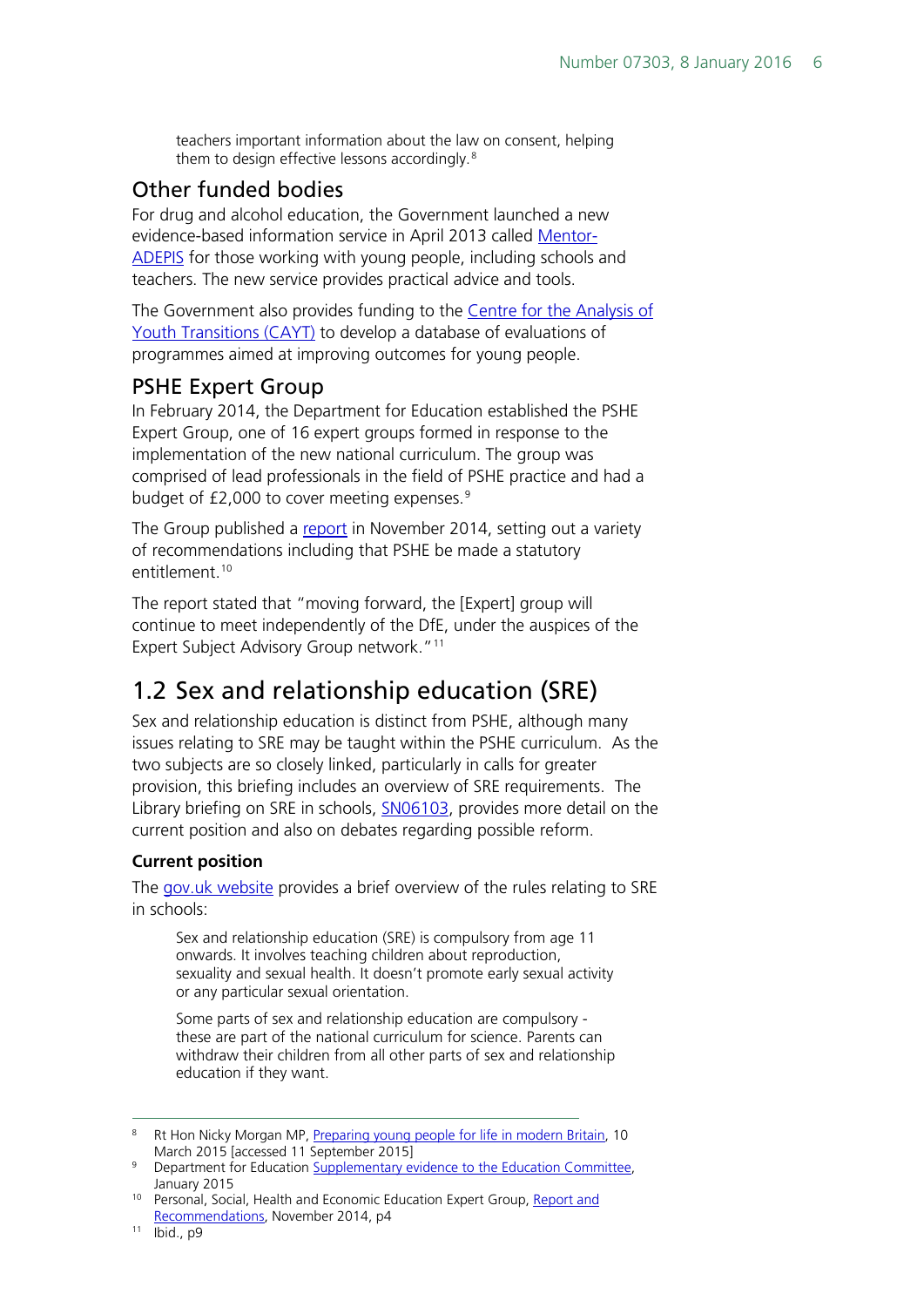> teachers important information about the law on consent, helping them to design effective lessons accordingly.[8]

### Other funded bodies

For drug and alcohol education, the Government launched a new evidence-based information service in April 2013 called Mentor-ADEPIS for those working with young people, including schools and teachers. The new service provides practical advice and tools.

The Government also provides funding to the Centre for the Analysis of Youth Transitions (CAYT) to develop a database of evaluations of programmes aimed at improving outcomes for young people.

### PSHE Expert Group

In February 2014, the Department for Education established the PSHE Expert Group, one of 16 expert groups formed in response to the implementation of the new national curriculum. The group was comprised of lead professionals in the field of PSHE practice and had a budget of £2,000 to cover meeting expenses.[9]

The Group published a report in November 2014, setting out a variety of recommendations including that PSHE be made a statutory entitlement.[10]

The report stated that "moving forward, the [Expert] group will continue to meet independently of the DfE, under the auspices of the Expert Subject Advisory Group network."[11]

## 1.2 Sex and relationship education (SRE)

Sex and relationship education is distinct from PSHE, although many issues relating to SRE may be taught within the PSHE curriculum. As the two subjects are so closely linked, particularly in calls for greater provision, this briefing includes an overview of SRE requirements. The Library briefing on SRE in schools, SN06103, provides more detail on the current position and also on debates regarding possible reform.

**Current position**

The gov.uk website provides a brief overview of the rules relating to SRE in schools:

> Sex and relationship education (SRE) is compulsory from age 11 onwards. It involves teaching children about reproduction, sexuality and sexual health. It doesn't promote early sexual activity or any particular sexual orientation.
>
> Some parts of sex and relationship education are compulsory - these are part of the national curriculum for science. Parents can withdraw their children from all other parts of sex and relationship education if they want.

---

[8] Rt Hon Nicky Morgan MP, Preparing young people for life in modern Britain, 10 March 2015 [accessed 11 September 2015]

[9] Department for Education Supplementary evidence to the Education Committee, January 2015

[10] Personal, Social, Health and Economic Education Expert Group, Report and Recommendations, November 2014, p4

[11] Ibid., p9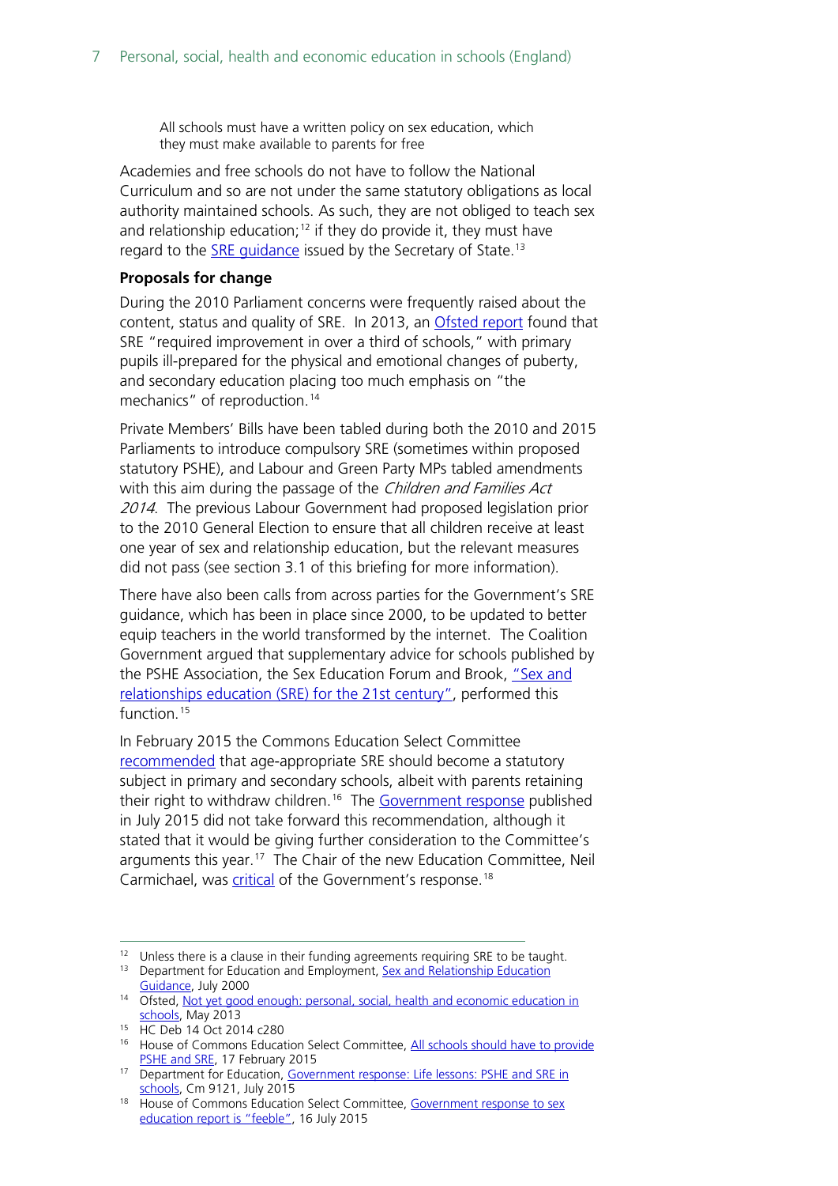All schools must have a written policy on sex education, which they must make available to parents for free

Academies and free schools do not have to follow the National Curriculum and so are not under the same statutory obligations as local authority maintained schools. As such, they are not obliged to teach sex and relationship education;[12] if they do provide it, they must have regard to the SRE guidance issued by the Secretary of State.[13]

**Proposals for change**

During the 2010 Parliament concerns were frequently raised about the content, status and quality of SRE. In 2013, an Ofsted report found that SRE "required improvement in over a third of schools," with primary pupils ill-prepared for the physical and emotional changes of puberty, and secondary education placing too much emphasis on "the mechanics" of reproduction.[14]

Private Members' Bills have been tabled during both the 2010 and 2015 Parliaments to introduce compulsory SRE (sometimes within proposed statutory PSHE), and Labour and Green Party MPs tabled amendments with this aim during the passage of the *Children and Families Act 2014*. The previous Labour Government had proposed legislation prior to the 2010 General Election to ensure that all children receive at least one year of sex and relationship education, but the relevant measures did not pass (see section 3.1 of this briefing for more information).

There have also been calls from across parties for the Government's SRE guidance, which has been in place since 2000, to be updated to better equip teachers in the world transformed by the internet. The Coalition Government argued that supplementary advice for schools published by the PSHE Association, the Sex Education Forum and Brook, "Sex and relationships education (SRE) for the 21st century", performed this function.[15]

In February 2015 the Commons Education Select Committee recommended that age-appropriate SRE should become a statutory subject in primary and secondary schools, albeit with parents retaining their right to withdraw children.[16] The Government response published in July 2015 did not take forward this recommendation, although it stated that it would be giving further consideration to the Committee's arguments this year.[17] The Chair of the new Education Committee, Neil Carmichael, was critical of the Government's response.[18]

---

[12] Unless there is a clause in their funding agreements requiring SRE to be taught.

[13] Department for Education and Employment, Sex and Relationship Education Guidance, July 2000

[14] Ofsted, Not yet good enough: personal, social, health and economic education in schools, May 2013

[15] HC Deb 14 Oct 2014 c280

[16] House of Commons Education Select Committee, All schools should have to provide PSHE and SRE, 17 February 2015

[17] Department for Education, Government response: Life lessons: PSHE and SRE in schools, Cm 9121, July 2015

[18] House of Commons Education Select Committee, Government response to sex education report is "feeble", 16 July 2015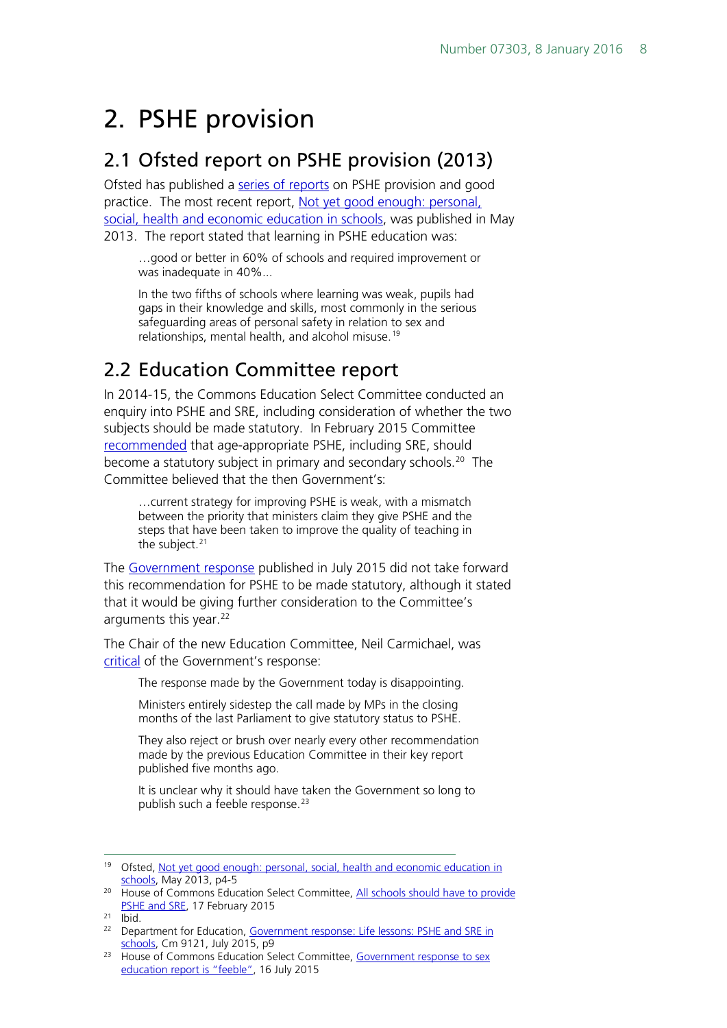# 2. PSHE provision

## 2.1 Ofsted report on PSHE provision (2013)

Ofsted has published a series of reports on PSHE provision and good practice. The most recent report, Not yet good enough: personal, social, health and economic education in schools, was published in May 2013. The report stated that learning in PSHE education was:

> …good or better in 60% of schools and required improvement or was inadequate in 40%…
>
> In the two fifths of schools where learning was weak, pupils had gaps in their knowledge and skills, most commonly in the serious safeguarding areas of personal safety in relation to sex and relationships, mental health, and alcohol misuse.[19]

## 2.2 Education Committee report

In 2014-15, the Commons Education Select Committee conducted an enquiry into PSHE and SRE, including consideration of whether the two subjects should be made statutory. In February 2015 Committee recommended that age-appropriate PSHE, including SRE, should become a statutory subject in primary and secondary schools.[20] The Committee believed that the then Government's:

> …current strategy for improving PSHE is weak, with a mismatch between the priority that ministers claim they give PSHE and the steps that have been taken to improve the quality of teaching in the subject.[21]

The Government response published in July 2015 did not take forward this recommendation for PSHE to be made statutory, although it stated that it would be giving further consideration to the Committee's arguments this year.[22]

The Chair of the new Education Committee, Neil Carmichael, was critical of the Government's response:

> The response made by the Government today is disappointing.
>
> Ministers entirely sidestep the call made by MPs in the closing months of the last Parliament to give statutory status to PSHE.
>
> They also reject or brush over nearly every other recommendation made by the previous Education Committee in their key report published five months ago.
>
> It is unclear why it should have taken the Government so long to publish such a feeble response.[23]

---

[19] Ofsted, Not yet good enough: personal, social, health and economic education in schools, May 2013, p4-5

[20] House of Commons Education Select Committee, All schools should have to provide PSHE and SRE, 17 February 2015

[21] Ibid.

[22] Department for Education, Government response: Life lessons: PSHE and SRE in schools, Cm 9121, July 2015, p9

[23] House of Commons Education Select Committee, Government response to sex education report is "feeble", 16 July 2015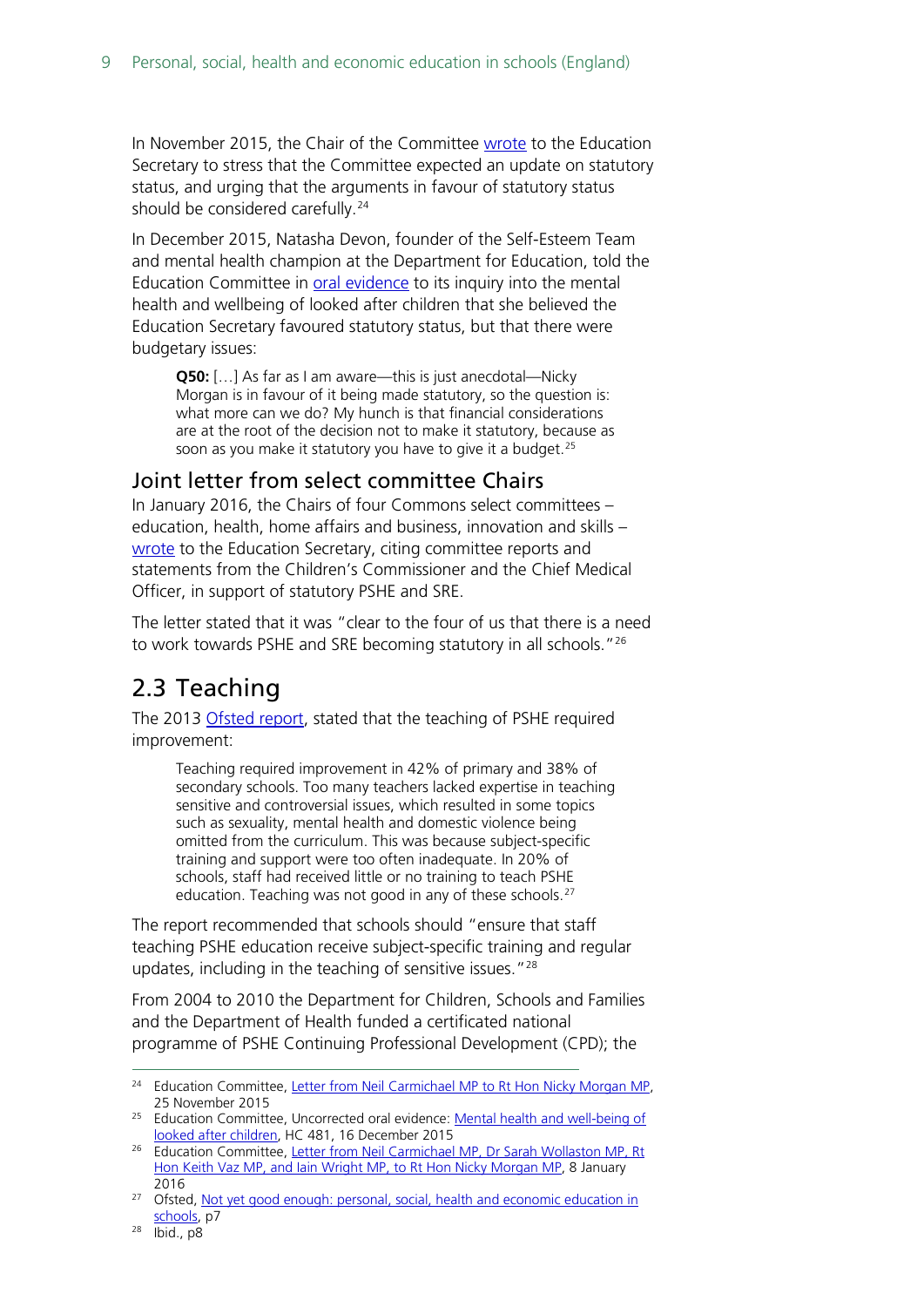In November 2015, the Chair of the Committee wrote to the Education Secretary to stress that the Committee expected an update on statutory status, and urging that the arguments in favour of statutory status should be considered carefully.[24]

In December 2015, Natasha Devon, founder of the Self-Esteem Team and mental health champion at the Department for Education, told the Education Committee in oral evidence to its inquiry into the mental health and wellbeing of looked after children that she believed the Education Secretary favoured statutory status, but that there were budgetary issues:

> **Q50:** […] As far as I am aware—this is just anecdotal—Nicky Morgan is in favour of it being made statutory, so the question is: what more can we do? My hunch is that financial considerations are at the root of the decision not to make it statutory, because as soon as you make it statutory you have to give it a budget.[25]

### Joint letter from select committee Chairs

In January 2016, the Chairs of four Commons select committees – education, health, home affairs and business, innovation and skills – wrote to the Education Secretary, citing committee reports and statements from the Children's Commissioner and the Chief Medical Officer, in support of statutory PSHE and SRE.

The letter stated that it was "clear to the four of us that there is a need to work towards PSHE and SRE becoming statutory in all schools."[26]

## 2.3 Teaching

The 2013 Ofsted report, stated that the teaching of PSHE required improvement:

> Teaching required improvement in 42% of primary and 38% of secondary schools. Too many teachers lacked expertise in teaching sensitive and controversial issues, which resulted in some topics such as sexuality, mental health and domestic violence being omitted from the curriculum. This was because subject-specific training and support were too often inadequate. In 20% of schools, staff had received little or no training to teach PSHE education. Teaching was not good in any of these schools.[27]

The report recommended that schools should "ensure that staff teaching PSHE education receive subject-specific training and regular updates, including in the teaching of sensitive issues."[28]

From 2004 to 2010 the Department for Children, Schools and Families and the Department of Health funded a certificated national programme of PSHE Continuing Professional Development (CPD); the

---

[24] Education Committee, Letter from Neil Carmichael MP to Rt Hon Nicky Morgan MP, 25 November 2015

[25] Education Committee, Uncorrected oral evidence: Mental health and well-being of looked after children, HC 481, 16 December 2015

[26] Education Committee, Letter from Neil Carmichael MP, Dr Sarah Wollaston MP, Rt Hon Keith Vaz MP, and Iain Wright MP, to Rt Hon Nicky Morgan MP, 8 January 2016

[27] Ofsted, Not yet good enough: personal, social, health and economic education in schools, p7

[28] Ibid., p8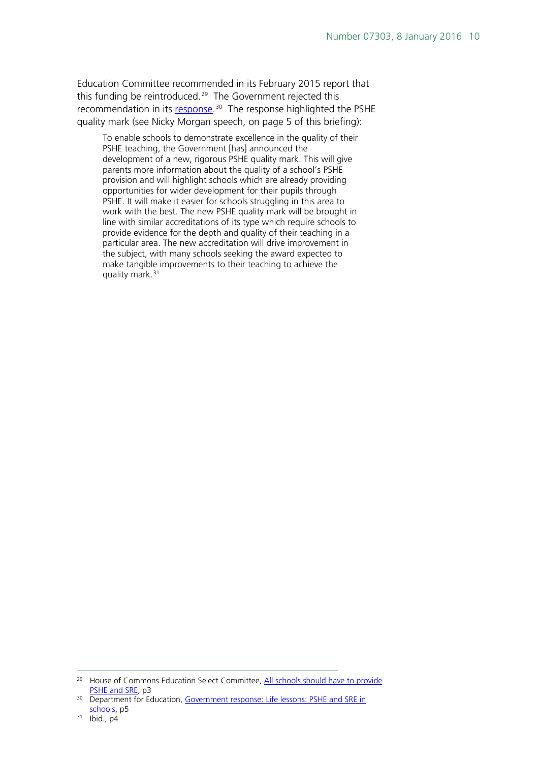Education Committee recommended in its February 2015 report that this funding be reintroduced.[29] The Government rejected this recommendation in its response.[30] The response highlighted the PSHE quality mark (see Nicky Morgan speech, on page 5 of this briefing):

> To enable schools to demonstrate excellence in the quality of their PSHE teaching, the Government [has] announced the development of a new, rigorous PSHE quality mark. This will give parents more information about the quality of a school's PSHE provision and will highlight schools which are already providing opportunities for wider development for their pupils through PSHE. It will make it easier for schools struggling in this area to work with the best. The new PSHE quality mark will be brought in line with similar accreditations of its type which require schools to provide evidence for the depth and quality of their teaching in a particular area. The new accreditation will drive improvement in the subject, with many schools seeking the award expected to make tangible improvements to their teaching to achieve the quality mark.[31]

---

[29] House of Commons Education Select Committee, All schools should have to provide PSHE and SRE, p3

[30] Department for Education, Government response: Life lessons: PSHE and SRE in schools, p5

[31] Ibid., p4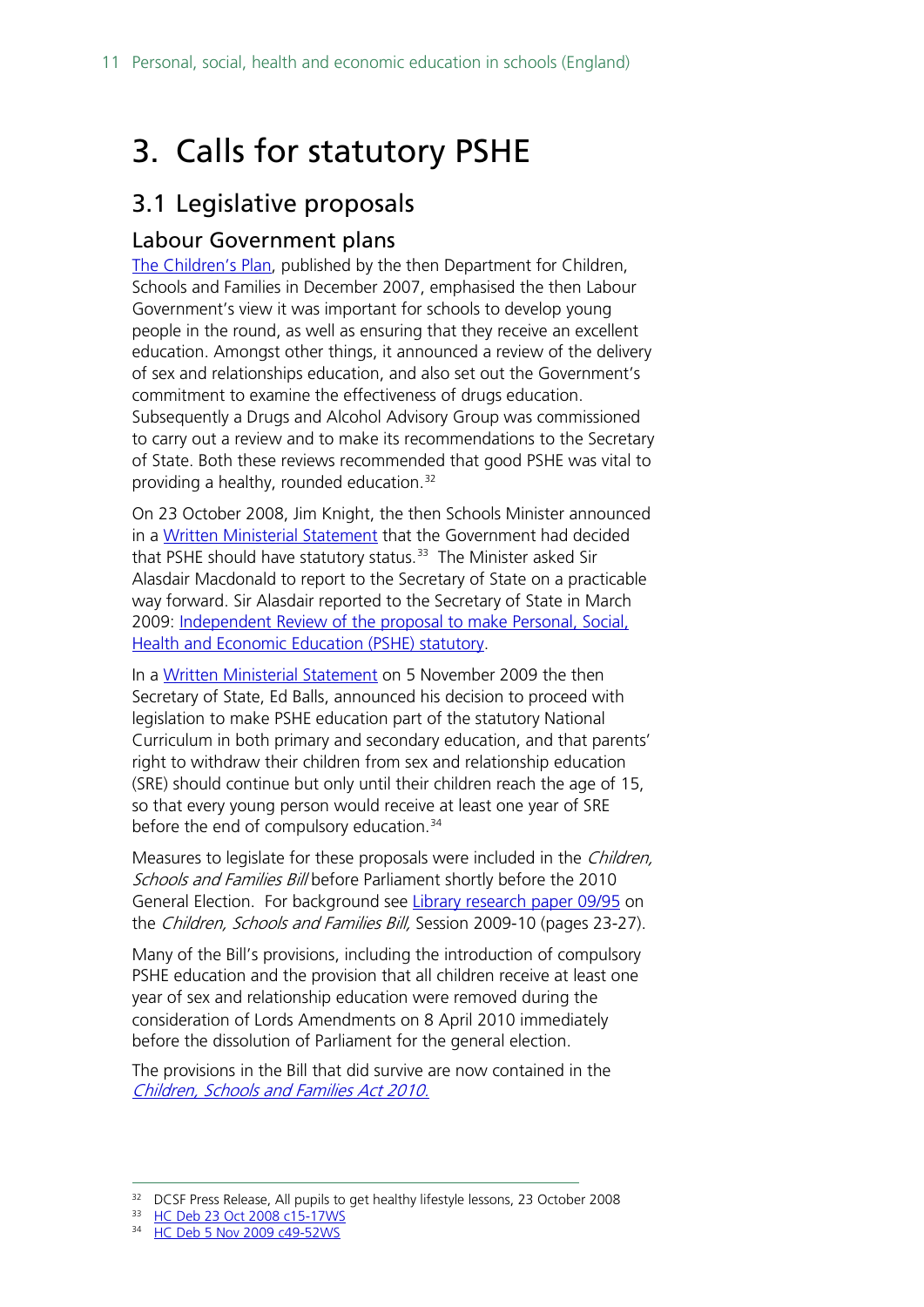# 3. Calls for statutory PSHE

## 3.1 Legislative proposals

### Labour Government plans

The Children's Plan, published by the then Department for Children, Schools and Families in December 2007, emphasised the then Labour Government's view it was important for schools to develop young people in the round, as well as ensuring that they receive an excellent education. Amongst other things, it announced a review of the delivery of sex and relationships education, and also set out the Government's commitment to examine the effectiveness of drugs education. Subsequently a Drugs and Alcohol Advisory Group was commissioned to carry out a review and to make its recommendations to the Secretary of State. Both these reviews recommended that good PSHE was vital to providing a healthy, rounded education.[32]

On 23 October 2008, Jim Knight, the then Schools Minister announced in a Written Ministerial Statement that the Government had decided that PSHE should have statutory status.[33] The Minister asked Sir Alasdair Macdonald to report to the Secretary of State on a practicable way forward. Sir Alasdair reported to the Secretary of State in March 2009: Independent Review of the proposal to make Personal, Social, Health and Economic Education (PSHE) statutory.

In a Written Ministerial Statement on 5 November 2009 the then Secretary of State, Ed Balls, announced his decision to proceed with legislation to make PSHE education part of the statutory National Curriculum in both primary and secondary education, and that parents' right to withdraw their children from sex and relationship education (SRE) should continue but only until their children reach the age of 15, so that every young person would receive at least one year of SRE before the end of compulsory education.[34]

Measures to legislate for these proposals were included in the *Children, Schools and Families Bill* before Parliament shortly before the 2010 General Election. For background see Library research paper 09/95 on the *Children, Schools and Families Bill,* Session 2009-10 (pages 23-27).

Many of the Bill's provisions, including the introduction of compulsory PSHE education and the provision that all children receive at least one year of sex and relationship education were removed during the consideration of Lords Amendments on 8 April 2010 immediately before the dissolution of Parliament for the general election.

The provisions in the Bill that did survive are now contained in the *Children, Schools and Families Act 2010.*

---

[32] DCSF Press Release, All pupils to get healthy lifestyle lessons, 23 October 2008

[33] HC Deb 23 Oct 2008 c15-17WS

[34] HC Deb 5 Nov 2009 c49-52WS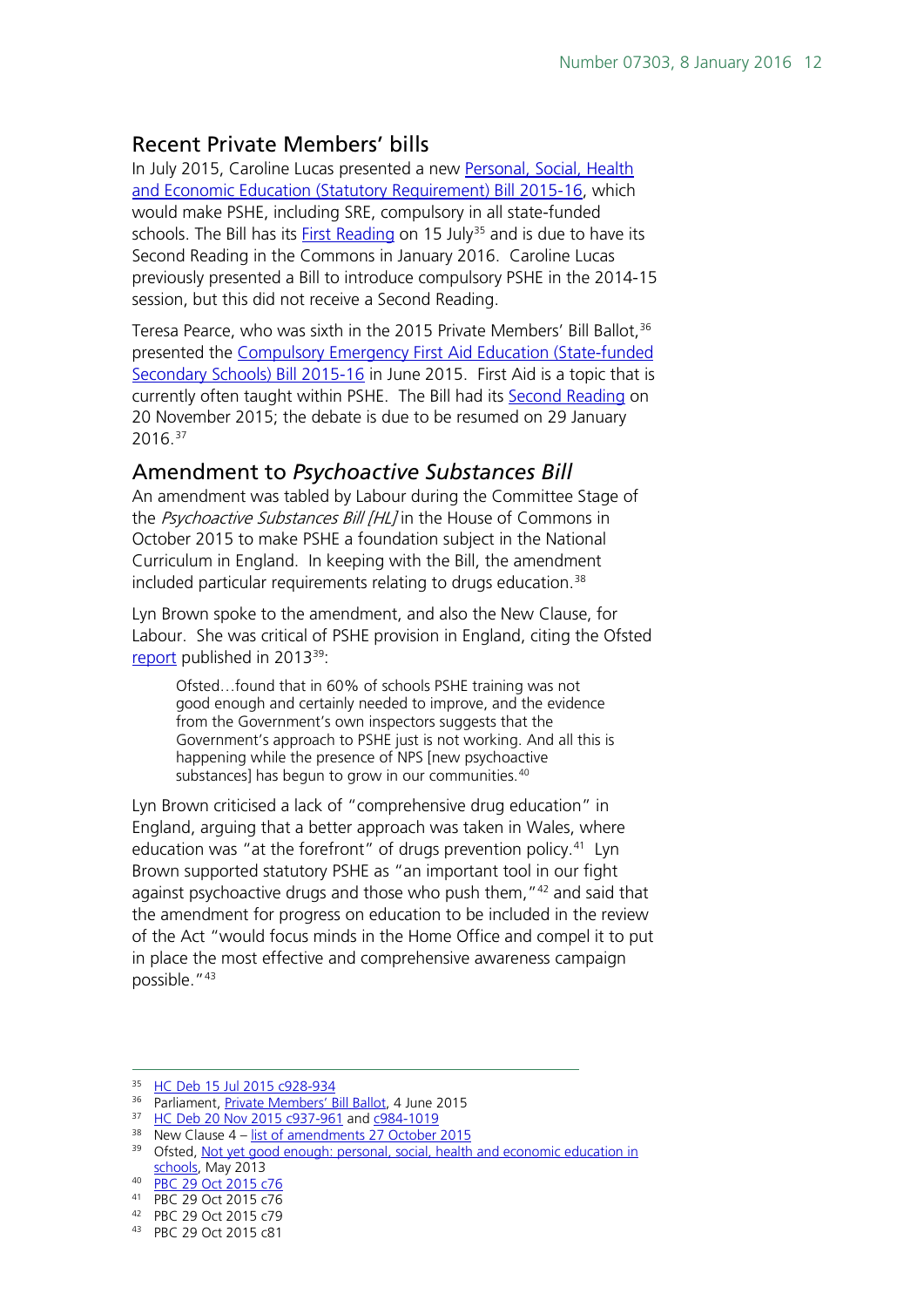## Recent Private Members' bills

In July 2015, Caroline Lucas presented a new Personal, Social, Health and Economic Education (Statutory Requirement) Bill 2015-16, which would make PSHE, including SRE, compulsory in all state-funded schools. The Bill has its First Reading on 15 July[35] and is due to have its Second Reading in the Commons in January 2016. Caroline Lucas previously presented a Bill to introduce compulsory PSHE in the 2014-15 session, but this did not receive a Second Reading.

Teresa Pearce, who was sixth in the 2015 Private Members' Bill Ballot,[36] presented the Compulsory Emergency First Aid Education (State-funded Secondary Schools) Bill 2015-16 in June 2015. First Aid is a topic that is currently often taught within PSHE. The Bill had its Second Reading on 20 November 2015; the debate is due to be resumed on 29 January 2016.[37]

## Amendment to *Psychoactive Substances Bill*

An amendment was tabled by Labour during the Committee Stage of the *Psychoactive Substances Bill [HL]* in the House of Commons in October 2015 to make PSHE a foundation subject in the National Curriculum in England. In keeping with the Bill, the amendment included particular requirements relating to drugs education.[38]

Lyn Brown spoke to the amendment, and also the New Clause, for Labour. She was critical of PSHE provision in England, citing the Ofsted report published in 2013[39]:

> Ofsted…found that in 60% of schools PSHE training was not good enough and certainly needed to improve, and the evidence from the Government's own inspectors suggests that the Government's approach to PSHE just is not working. And all this is happening while the presence of NPS [new psychoactive substances] has begun to grow in our communities.[40]

Lyn Brown criticised a lack of "comprehensive drug education" in England, arguing that a better approach was taken in Wales, where education was "at the forefront" of drugs prevention policy.[41] Lyn Brown supported statutory PSHE as "an important tool in our fight against psychoactive drugs and those who push them,"[42] and said that the amendment for progress on education to be included in the review of the Act "would focus minds in the Home Office and compel it to put in place the most effective and comprehensive awareness campaign possible."[43]

---

[35] HC Deb 15 Jul 2015 c928-934
[36] Parliament, Private Members' Bill Ballot, 4 June 2015
[37] HC Deb 20 Nov 2015 c937-961 and c984-1019
[38] New Clause 4 – list of amendments 27 October 2015
[39] Ofsted, Not yet good enough: personal, social, health and economic education in schools, May 2013
[40] PBC 29 Oct 2015 c76
[41] PBC 29 Oct 2015 c76
[42] PBC 29 Oct 2015 c79
[43] PBC 29 Oct 2015 c81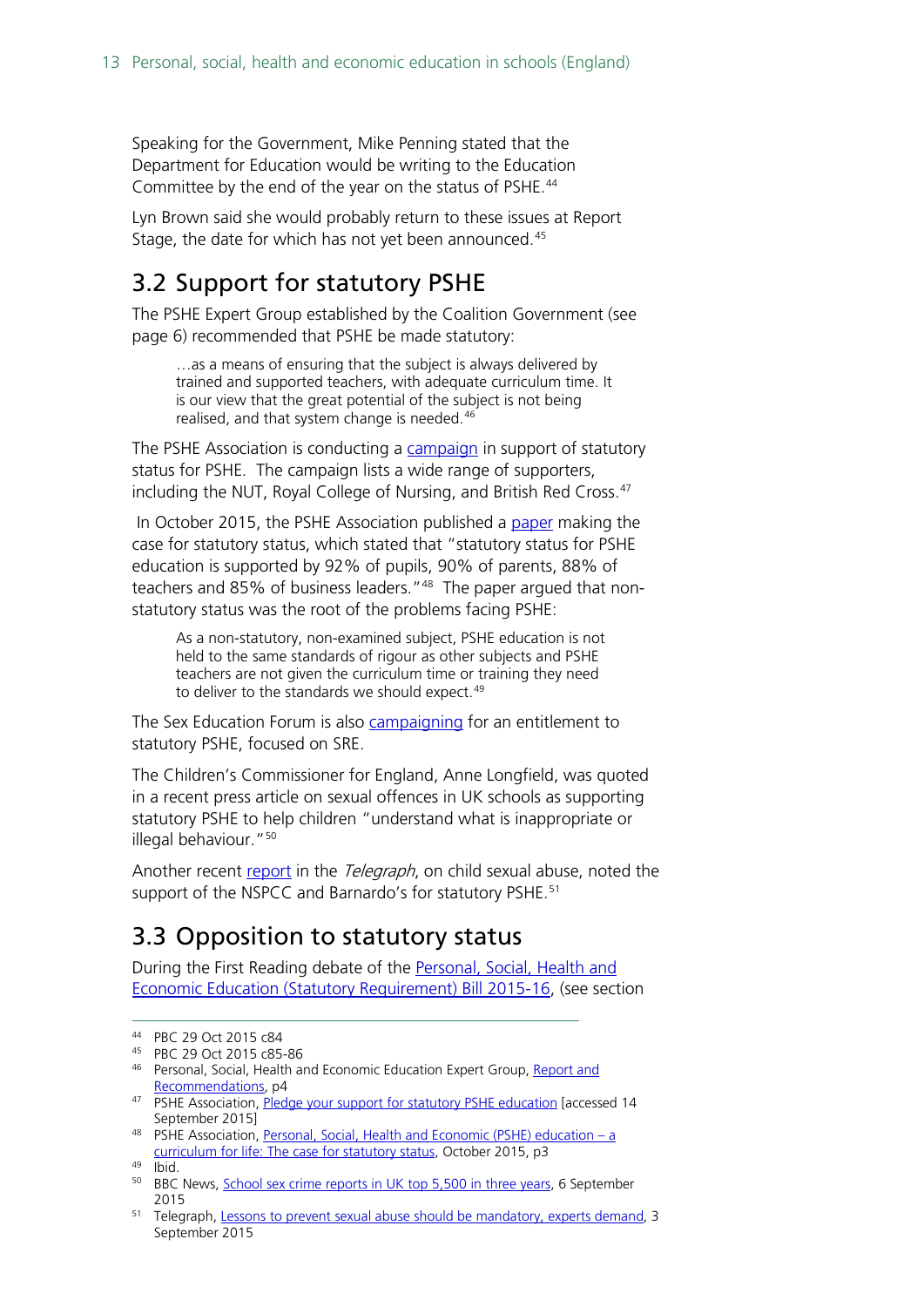Speaking for the Government, Mike Penning stated that the Department for Education would be writing to the Education Committee by the end of the year on the status of PSHE.[44]

Lyn Brown said she would probably return to these issues at Report Stage, the date for which has not yet been announced.[45]

## 3.2 Support for statutory PSHE

The PSHE Expert Group established by the Coalition Government (see page 6) recommended that PSHE be made statutory:

> …as a means of ensuring that the subject is always delivered by trained and supported teachers, with adequate curriculum time. It is our view that the great potential of the subject is not being realised, and that system change is needed.[46]

The PSHE Association is conducting a campaign in support of statutory status for PSHE. The campaign lists a wide range of supporters, including the NUT, Royal College of Nursing, and British Red Cross.[47]

In October 2015, the PSHE Association published a paper making the case for statutory status, which stated that "statutory status for PSHE education is supported by 92% of pupils, 90% of parents, 88% of teachers and 85% of business leaders."[48] The paper argued that non-statutory status was the root of the problems facing PSHE:

> As a non-statutory, non-examined subject, PSHE education is not held to the same standards of rigour as other subjects and PSHE teachers are not given the curriculum time or training they need to deliver to the standards we should expect.[49]

The Sex Education Forum is also campaigning for an entitlement to statutory PSHE, focused on SRE.

The Children's Commissioner for England, Anne Longfield, was quoted in a recent press article on sexual offences in UK schools as supporting statutory PSHE to help children "understand what is inappropriate or illegal behaviour."[50]

Another recent report in the *Telegraph*, on child sexual abuse, noted the support of the NSPCC and Barnardo's for statutory PSHE.[51]

## 3.3 Opposition to statutory status

During the First Reading debate of the Personal, Social, Health and Economic Education (Statutory Requirement) Bill 2015-16, (see section

---

[44] PBC 29 Oct 2015 c84

[45] PBC 29 Oct 2015 c85-86

[46] Personal, Social, Health and Economic Education Expert Group, Report and Recommendations, p4

[47] PSHE Association, Pledge your support for statutory PSHE education [accessed 14 September 2015]

[48] PSHE Association, Personal, Social, Health and Economic (PSHE) education – a curriculum for life: The case for statutory status, October 2015, p3

[49] Ibid.

[50] BBC News, School sex crime reports in UK top 5,500 in three years, 6 September 2015

[51] Telegraph, Lessons to prevent sexual abuse should be mandatory, experts demand, 3 September 2015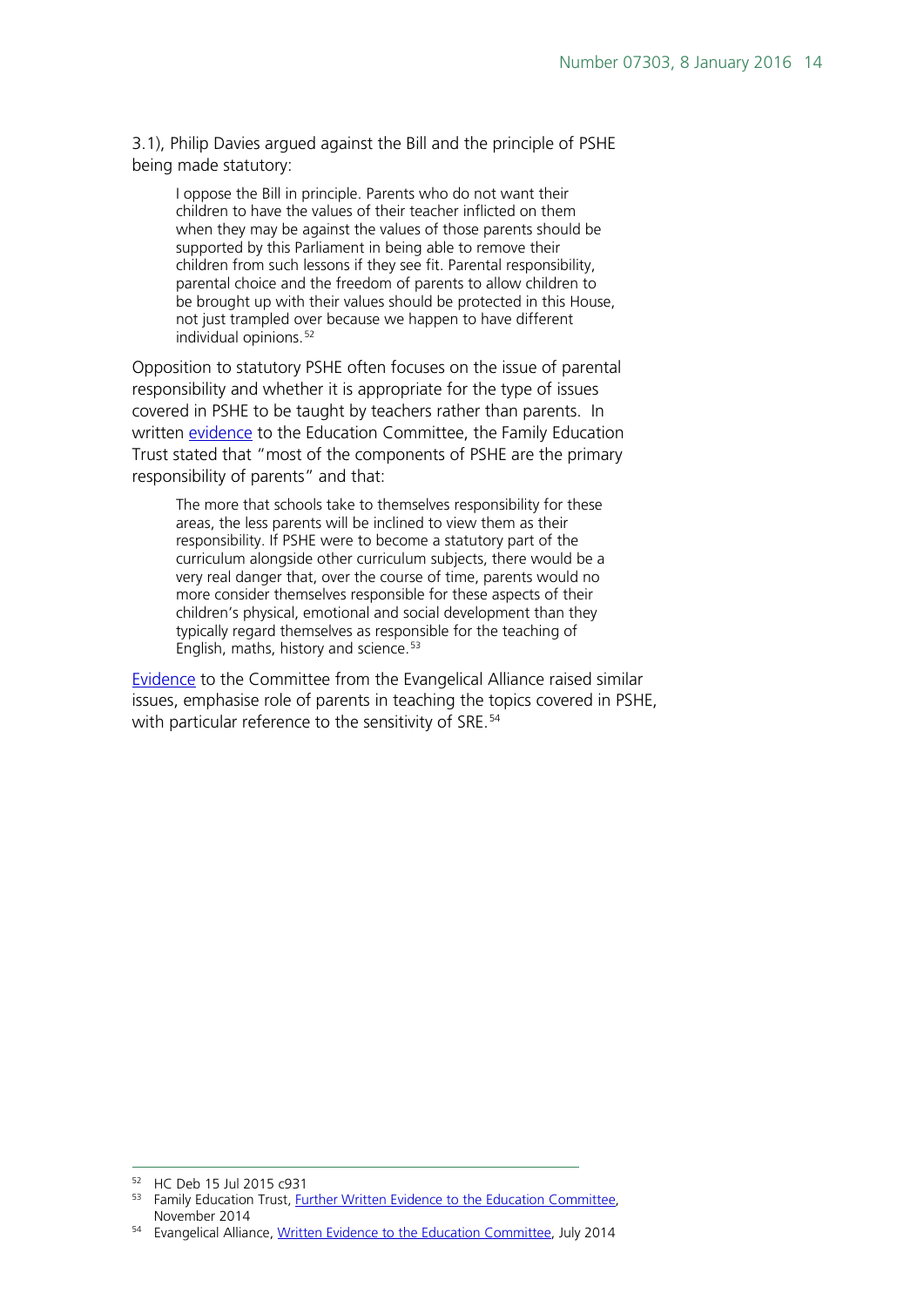3.1), Philip Davies argued against the Bill and the principle of PSHE being made statutory:

> I oppose the Bill in principle. Parents who do not want their children to have the values of their teacher inflicted on them when they may be against the values of those parents should be supported by this Parliament in being able to remove their children from such lessons if they see fit. Parental responsibility, parental choice and the freedom of parents to allow children to be brought up with their values should be protected in this House, not just trampled over because we happen to have different individual opinions.[52]

Opposition to statutory PSHE often focuses on the issue of parental responsibility and whether it is appropriate for the type of issues covered in PSHE to be taught by teachers rather than parents. In written evidence to the Education Committee, the Family Education Trust stated that "most of the components of PSHE are the primary responsibility of parents" and that:

> The more that schools take to themselves responsibility for these areas, the less parents will be inclined to view them as their responsibility. If PSHE were to become a statutory part of the curriculum alongside other curriculum subjects, there would be a very real danger that, over the course of time, parents would no more consider themselves responsible for these aspects of their children's physical, emotional and social development than they typically regard themselves as responsible for the teaching of English, maths, history and science.[53]

Evidence to the Committee from the Evangelical Alliance raised similar issues, emphasise role of parents in teaching the topics covered in PSHE, with particular reference to the sensitivity of SRE.[54]

---

[52] HC Deb 15 Jul 2015 c931

[53] Family Education Trust, Further Written Evidence to the Education Committee, November 2014

[54] Evangelical Alliance, Written Evidence to the Education Committee, July 2014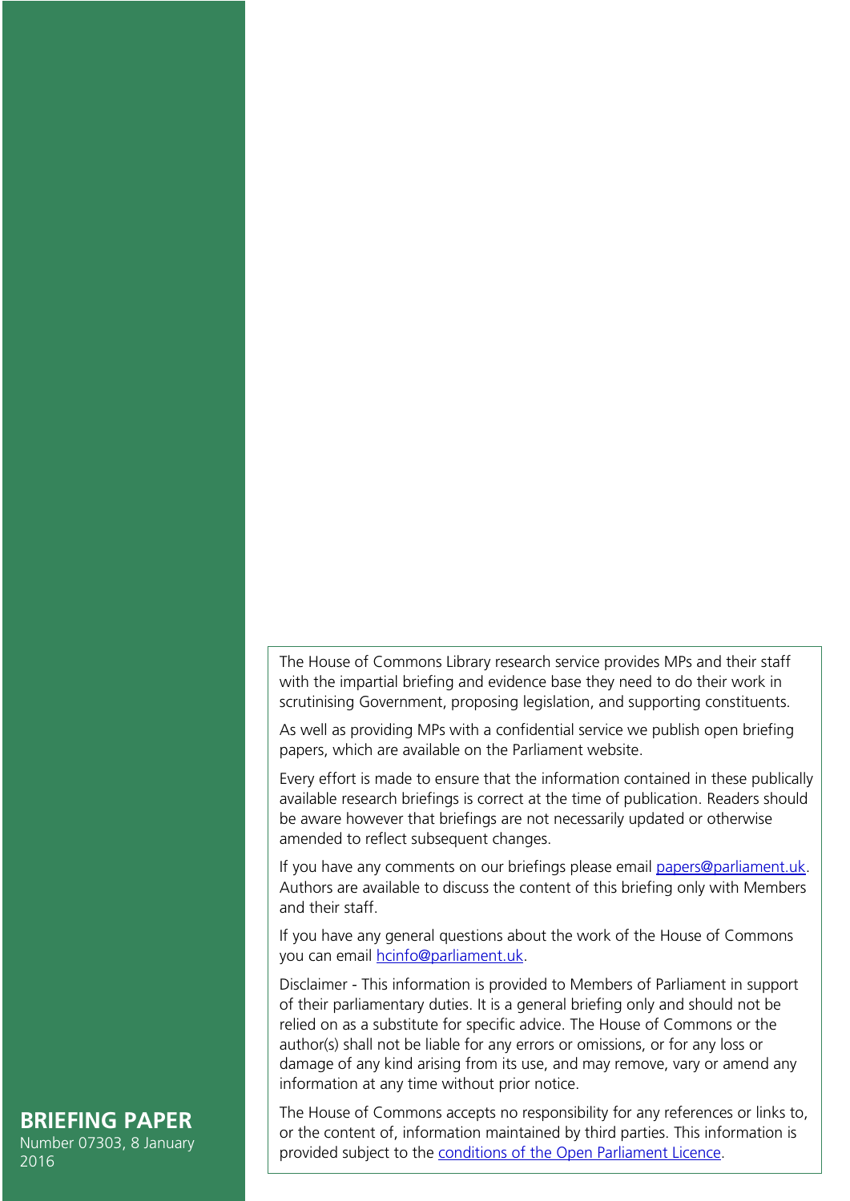The House of Commons Library research service provides MPs and their staff with the impartial briefing and evidence base they need to do their work in scrutinising Government, proposing legislation, and supporting constituents.

As well as providing MPs with a confidential service we publish open briefing papers, which are available on the Parliament website.

Every effort is made to ensure that the information contained in these publically available research briefings is correct at the time of publication. Readers should be aware however that briefings are not necessarily updated or otherwise amended to reflect subsequent changes.

If you have any comments on our briefings please email papers@parliament.uk. Authors are available to discuss the content of this briefing only with Members and their staff.

If you have any general questions about the work of the House of Commons you can email hcinfo@parliament.uk.

Disclaimer - This information is provided to Members of Parliament in support of their parliamentary duties. It is a general briefing only and should not be relied on as a substitute for specific advice. The House of Commons or the author(s) shall not be liable for any errors or omissions, or for any loss or damage of any kind arising from its use, and may remove, vary or amend any information at any time without prior notice.

The House of Commons accepts no responsibility for any references or links to, or the content of, information maintained by third parties. This information is provided subject to the conditions of the Open Parliament Licence.

**BRIEFING PAPER**

Number 07303, 8 January 2016